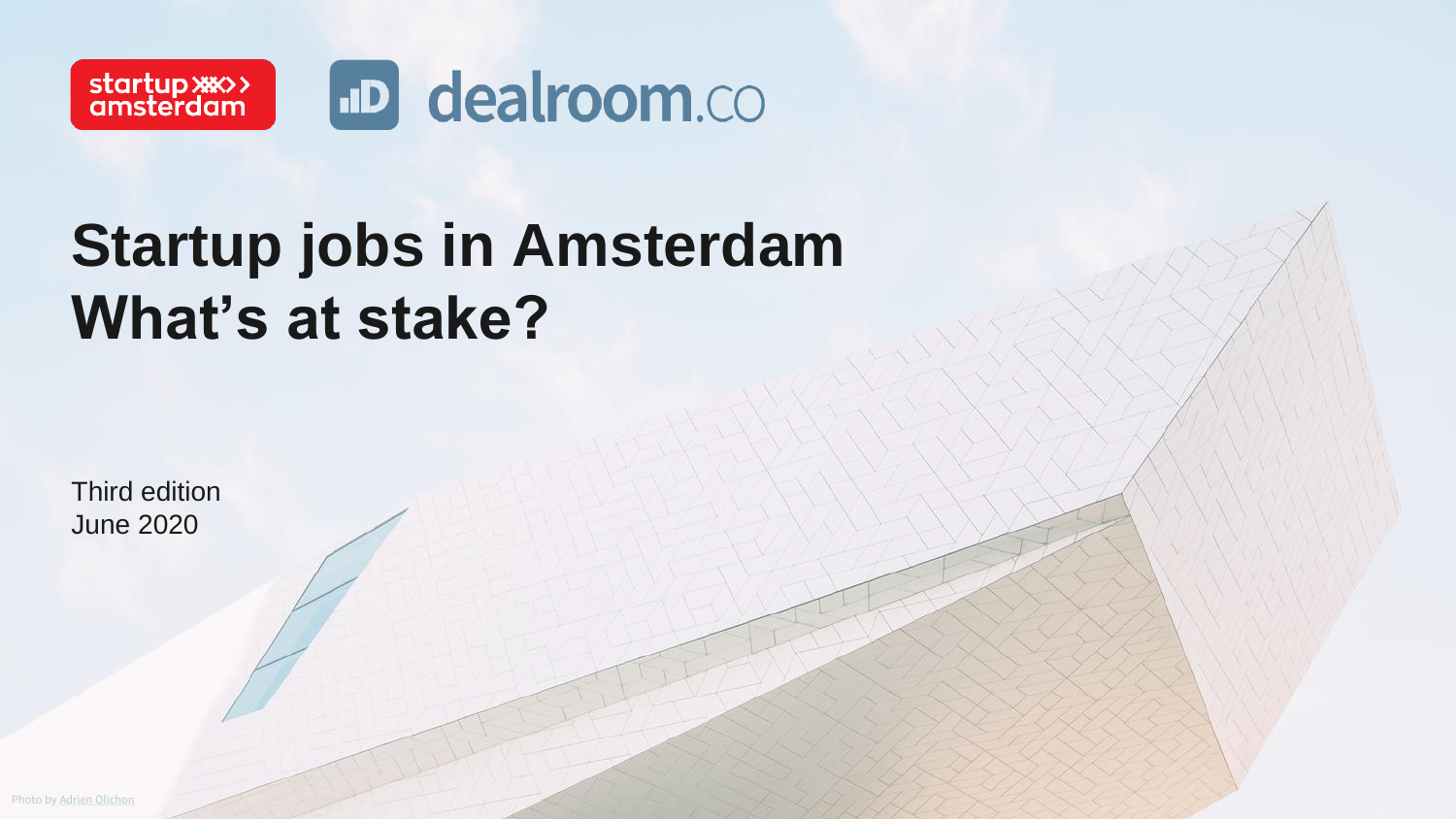startup amsterdam

dealroom.co

# Startup jobs in Amsterdam What's at stake?

Third edition
June 2020

Photo by Adrien Olichon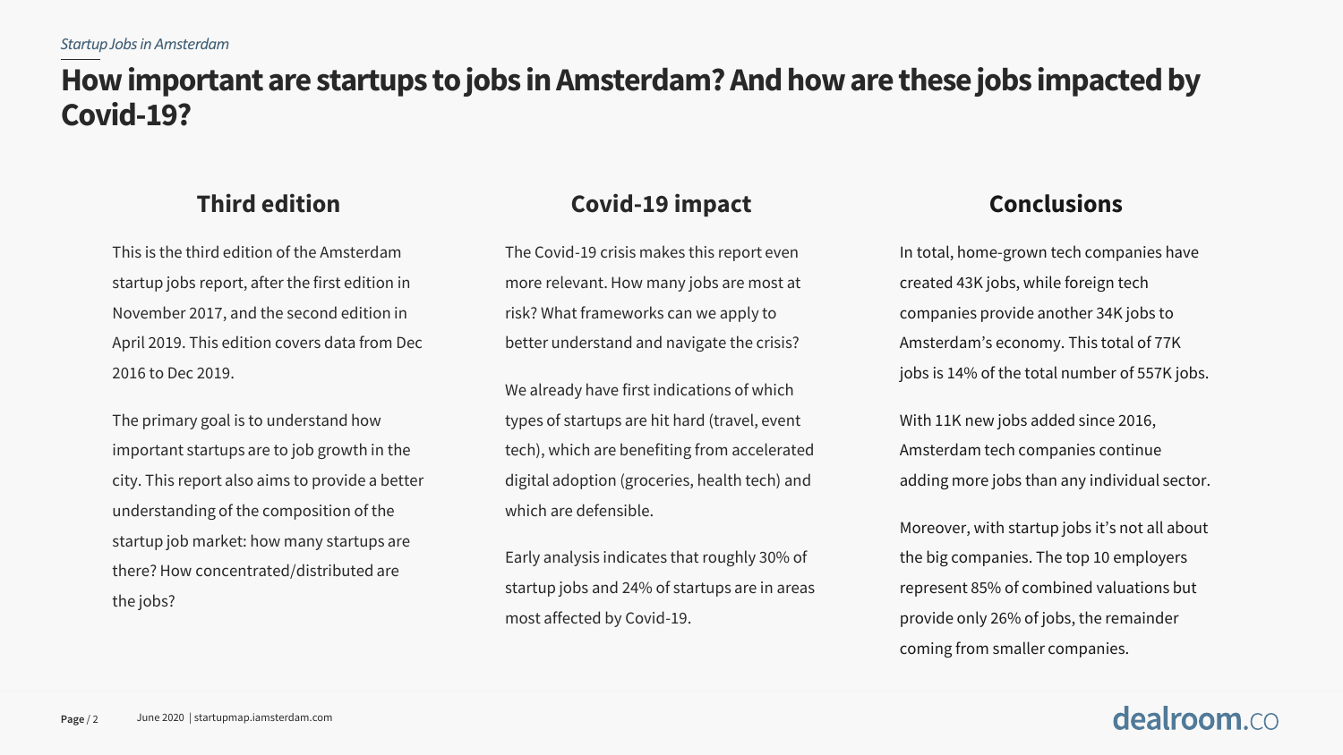*Startup Jobs in Amsterdam*

# How important are startups to jobs in Amsterdam? And how are these jobs impacted by Covid-19?

## Third edition

This is the third edition of the Amsterdam startup jobs report, after the first edition in November 2017, and the second edition in April 2019. This edition covers data from Dec 2016 to Dec 2019.

The primary goal is to understand how important startups are to job growth in the city. This report also aims to provide a better understanding of the composition of the startup job market: how many startups are there? How concentrated/distributed are the jobs?

## Covid-19 impact

The Covid-19 crisis makes this report even more relevant. How many jobs are most at risk? What frameworks can we apply to better understand and navigate the crisis?

We already have first indications of which types of startups are hit hard (travel, event tech), which are benefiting from accelerated digital adoption (groceries, health tech) and which are defensible.

Early analysis indicates that roughly 30% of startup jobs and 24% of startups are in areas most affected by Covid-19.

## Conclusions

In total, home-grown tech companies have created 43K jobs, while foreign tech companies provide another 34K jobs to Amsterdam's economy. This total of 77K jobs is 14% of the total number of 557K jobs.

With 11K new jobs added since 2016, Amsterdam tech companies continue adding more jobs than any individual sector.

Moreover, with startup jobs it's not all about the big companies. The top 10 employers represent 85% of combined valuations but provide only 26% of jobs, the remainder coming from smaller companies.

June 2020 | startupmap.iamsterdam.com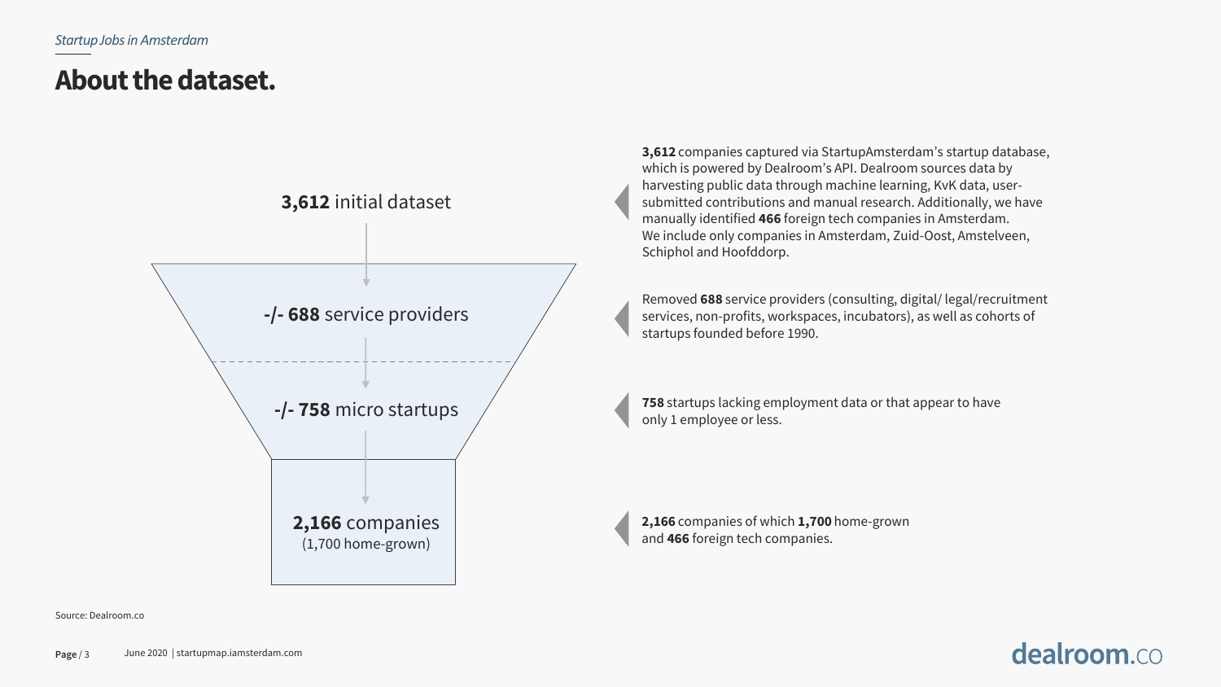# About the dataset.

**3,612** initial dataset

**-/- 688** service providers

**-/- 758** micro startups

**2,166** companies
(1,700 home-grown)

**3,612** companies captured via StartupAmsterdam's startup database, which is powered by Dealroom's API. Dealroom sources data by harvesting public data through machine learning, KvK data, user-submitted contributions and manual research. Additionally, we have manually identified **466** foreign tech companies in Amsterdam. We include only companies in Amsterdam, Zuid-Oost, Amstelveen, Schiphol and Hoofddorp.

Removed **688** service providers (consulting, digital/ legal/recruitment services, non-profits, workspaces, incubators), as well as cohorts of startups founded before 1990.

**758** startups lacking employment data or that appear to have only 1 employee or less.

**2,166** companies of which **1,700** home-grown and **466** foreign tech companies.

Source: Dealroom.co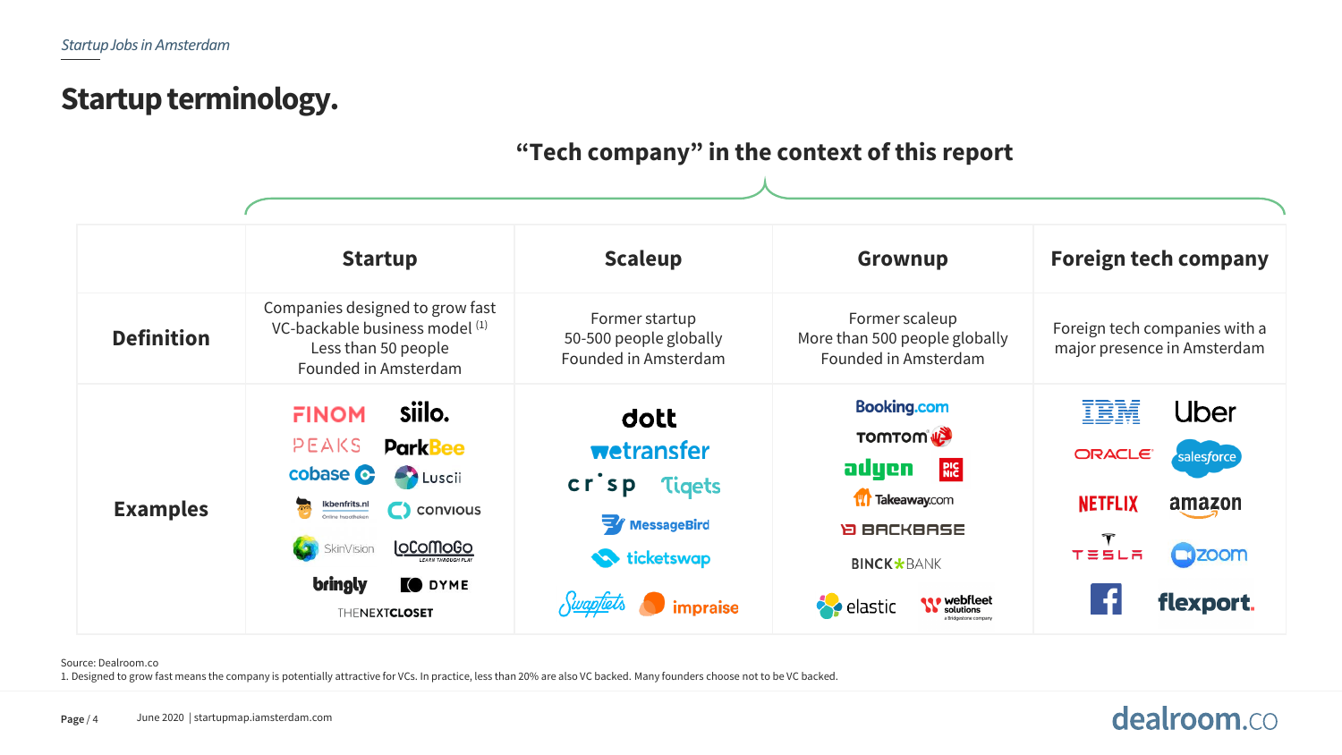# Startup terminology.

**"Tech company" in the context of this report**

| | Startup | Scaleup | Grownup | Foreign tech company |
|---|---|---|---|---|
| **Definition** | Companies designed to grow fast<br>VC-backable business model [1]<br>Less than 50 people<br>Founded in Amsterdam | Former startup<br>50-500 people globally<br>Founded in Amsterdam | Former scaleup<br>More than 500 people globally<br>Founded in Amsterdam | Foreign tech companies with a major presence in Amsterdam |
| **Examples** | FINOM, siilo., PEAKS, ParkBee, cobase, Luscii, Ikbenfrits.nl, convious, SkinVision, LoCoMoGo, bringly, DYME, THENEXTCLOSET | dott, wetransfer, crisp, Tiqets, MessageBird, ticketswap, Swapfiets, impraise | Booking.com, TomTom, adyen, Picnic, Takeaway.com, BACKBASE, BINCK BANK, elastic, webfleet solutions | IBM, Uber, ORACLE, salesforce, NETFLIX, amazon, TESLA, zoom, Facebook, flexport. |

Source: Dealroom.co

1. Designed to grow fast means the company is potentially attractive for VCs. In practice, less than 20% are also VC backed. Many founders choose not to be VC backed.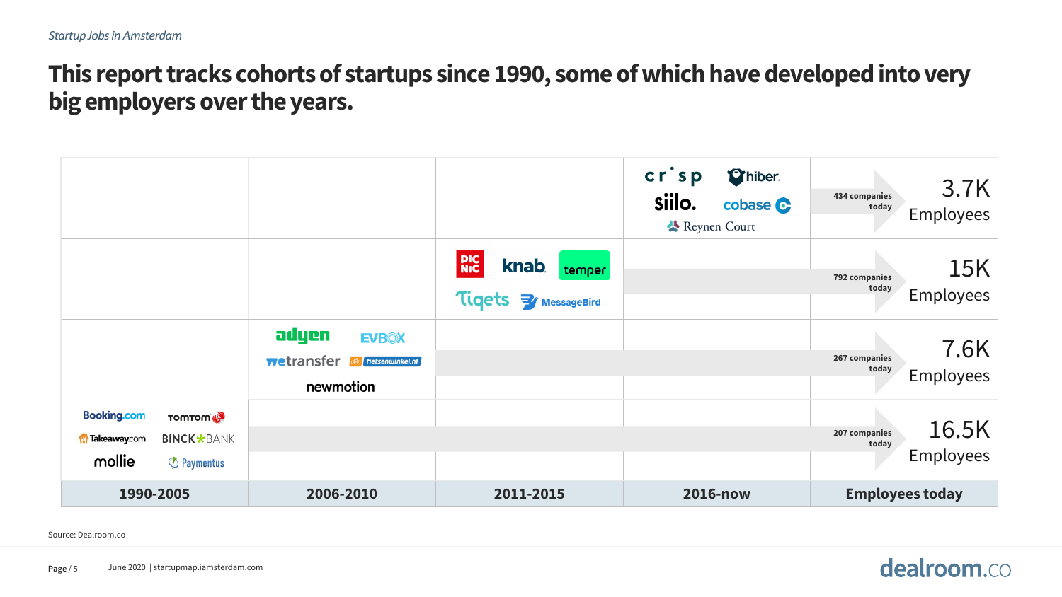# This report tracks cohorts of startups since 1990, some of which have developed into very big employers over the years.

| 1990-2005 | 2006-2010 | 2011-2015 | 2016-now | Employees today |
|---|---|---|---|---|
| | | | crisp, hiber, Siilo., cobase, Reynen Court | 434 companies today — 3.7K Employees |
| | | Picnic, knab, temper, Tiqets, MessageBird | | 792 companies today — 15K Employees |
| | adyen, EVBOX, wetransfer, fietsenwinkel.nl, newmotion | | | 267 companies today — 7.6K Employees |
| Booking.com, TomTom, Takeaway.com, BINCK BANK, mollie, Paymentus | | | | 207 companies today — 16.5K Employees |

Source: Dealroom.co

June 2020 | startupmap.iamsterdam.com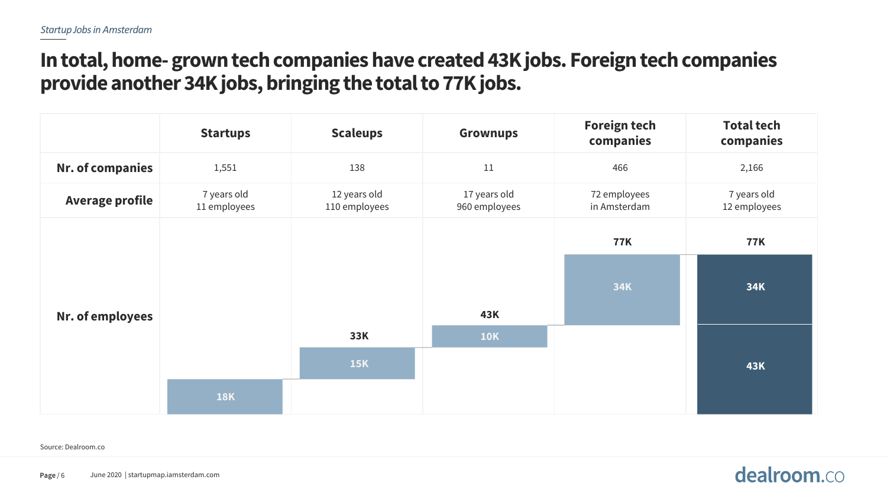*Startup Jobs in Amsterdam*

# In total, home- grown tech companies have created 43K jobs. Foreign tech companies provide another 34K jobs, bringing the total to 77K jobs.

| | Startups | Scaleups | Grownups | Foreign tech companies | Total tech companies |
|---|---|---|---|---|---|
| **Nr. of companies** | 1,551 | 138 | 11 | 466 | 2,166 |
| **Average profile** | 7 years old<br>11 employees | 12 years old<br>110 employees | 17 years old<br>960 employees | 72 employees<br>in Amsterdam | 7 years old<br>12 employees |
| **Nr. of employees** | 18K | 15K (33K) | 10K (43K) | 34K (77K) | 77K (43K + 34K) |

Source: Dealroom.co

June 2020 | startupmap.iamsterdam.com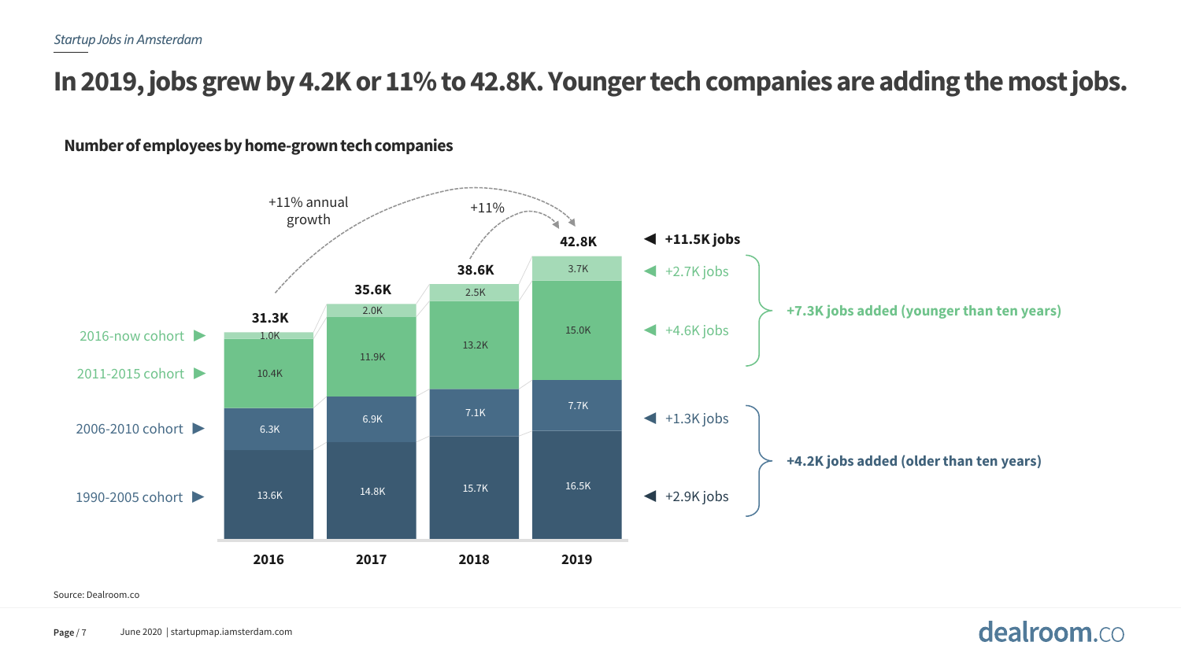*Startup Jobs in Amsterdam*

# In 2019, jobs grew by 4.2K or 11% to 42.8K. Younger tech companies are adding the most jobs.

**Number of employees by home-grown tech companies**

| Cohort | 2016 | 2017 | 2018 | 2019 | Change |
|---|---|---|---|---|---|
| 2016-now cohort | 1.0K | 2.0K | 2.5K | 3.7K | +2.7K jobs |
| 2011-2015 cohort | 10.4K | 11.9K | 13.2K | 15.0K | +4.6K jobs |
| 2006-2010 cohort | 6.3K | 6.9K | 7.1K | 7.7K | +1.3K jobs |
| 1990-2005 cohort | 13.6K | 14.8K | 15.7K | 16.5K | +2.9K jobs |
| **Total** | **31.3K** | **35.6K** | **38.6K** | **42.8K** | **+11.5K jobs** |

+11% annual growth (2016–2019); +11% (2018–2019)

**+7.3K jobs added (younger than ten years)**

**+4.2K jobs added (older than ten years)**

Source: Dealroom.co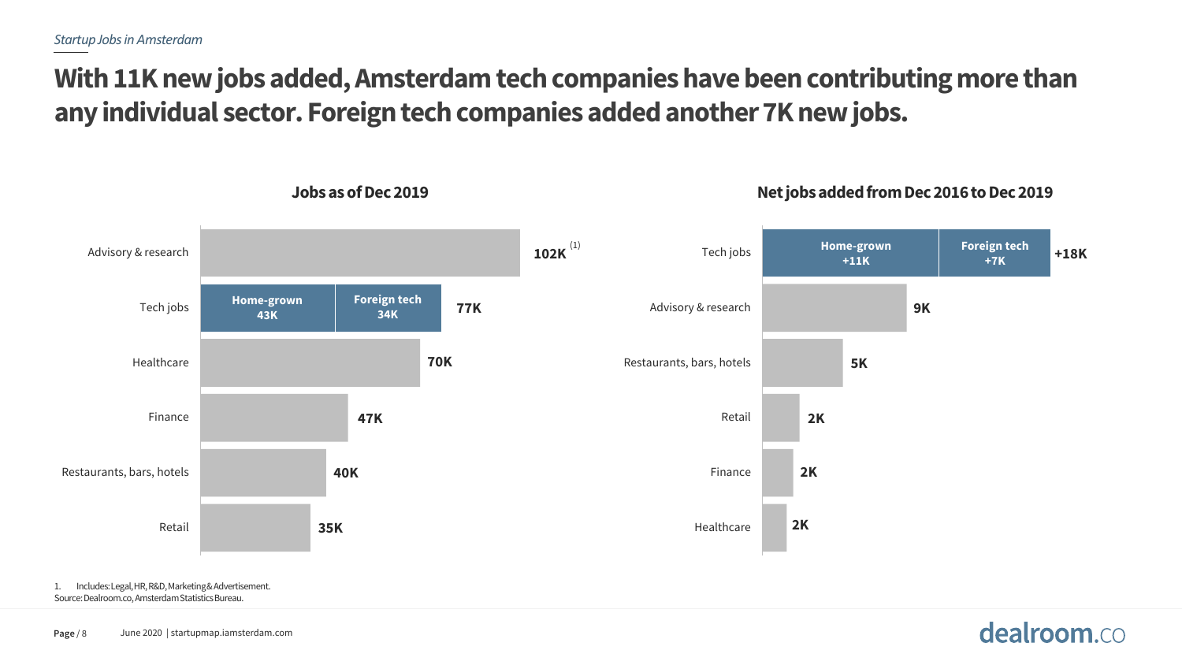*Startup Jobs in Amsterdam*

# With 11K new jobs added, Amsterdam tech companies have been contributing more than any individual sector. Foreign tech companies added another 7K new jobs.

### Jobs as of Dec 2019

| Sector | Jobs |
|---|---|
| Advisory & research | 102K [1] |
| Tech jobs (Home-grown 43K; Foreign tech 34K) | 77K |
| Healthcare | 70K |
| Finance | 47K |
| Restaurants, bars, hotels | 40K |
| Retail | 35K |

### Net jobs added from Dec 2016 to Dec 2019

| Sector | Net jobs added |
|---|---|
| Tech jobs (Home-grown +11K; Foreign tech +7K) | +18K |
| Advisory & research | 9K |
| Restaurants, bars, hotels | 5K |
| Retail | 2K |
| Finance | 2K |
| Healthcare | 2K |

1. Includes: Legal, HR, R&D, Marketing & Advertisement.

Source: Dealroom.co, Amsterdam Statistics Bureau.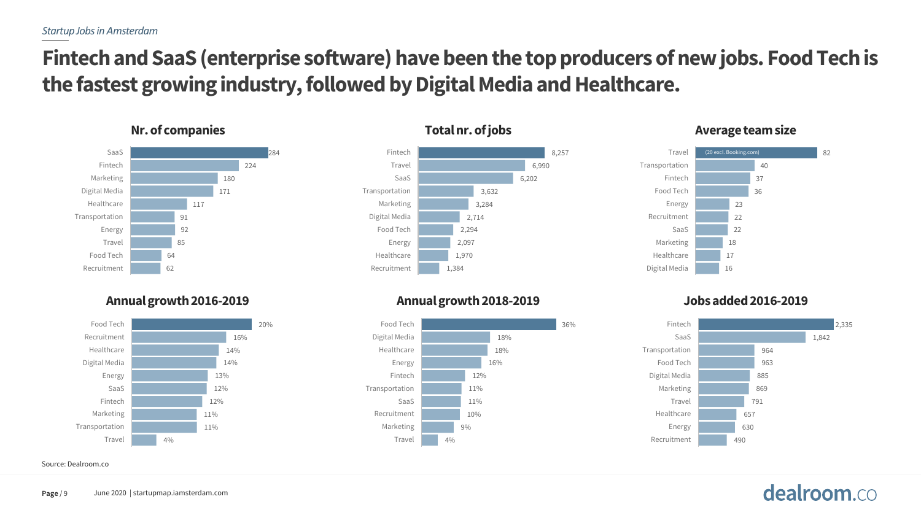*Startup Jobs in Amsterdam*

# Fintech and SaaS (enterprise software) have been the top producers of new jobs. Food Tech is the fastest growing industry, followed by Digital Media and Healthcare.

### Nr. of companies

| Industry | Nr. of companies |
| --- | --- |
| SaaS | 284 |
| Fintech | 224 |
| Marketing | 180 |
| Digital Media | 171 |
| Healthcare | 117 |
| Transportation | 91 |
| Energy | 92 |
| Travel | 85 |
| Food Tech | 64 |
| Recruitment | 62 |

### Total nr. of jobs

| Industry | Total nr. of jobs |
| --- | --- |
| Fintech | 8,257 |
| Travel | 6,990 |
| SaaS | 6,202 |
| Transportation | 3,632 |
| Marketing | 3,284 |
| Digital Media | 2,714 |
| Food Tech | 2,294 |
| Energy | 2,097 |
| Healthcare | 1,970 |
| Recruitment | 1,384 |

### Average team size

| Industry | Average team size |
| --- | --- |
| Travel (20 excl. Booking.com) | 82 |
| Transportation | 40 |
| Fintech | 37 |
| Food Tech | 36 |
| Energy | 23 |
| Recruitment | 22 |
| SaaS | 22 |
| Marketing | 18 |
| Healthcare | 17 |
| Digital Media | 16 |

### Annual growth 2016-2019

| Industry | Annual growth 2016-2019 |
| --- | --- |
| Food Tech | 20% |
| Recruitment | 16% |
| Healthcare | 14% |
| Digital Media | 14% |
| Energy | 13% |
| SaaS | 12% |
| Fintech | 12% |
| Marketing | 11% |
| Transportation | 11% |
| Travel | 4% |

### Annual growth 2018-2019

| Industry | Annual growth 2018-2019 |
| --- | --- |
| Food Tech | 36% |
| Digital Media | 18% |
| Healthcare | 18% |
| Energy | 16% |
| Fintech | 12% |
| Transportation | 11% |
| SaaS | 11% |
| Recruitment | 10% |
| Marketing | 9% |
| Travel | 4% |

### Jobs added 2016-2019

| Industry | Jobs added 2016-2019 |
| --- | --- |
| Fintech | 2,335 |
| SaaS | 1,842 |
| Transportation | 964 |
| Food Tech | 963 |
| Digital Media | 885 |
| Marketing | 869 |
| Travel | 791 |
| Healthcare | 657 |
| Energy | 630 |
| Recruitment | 490 |

Source: Dealroom.co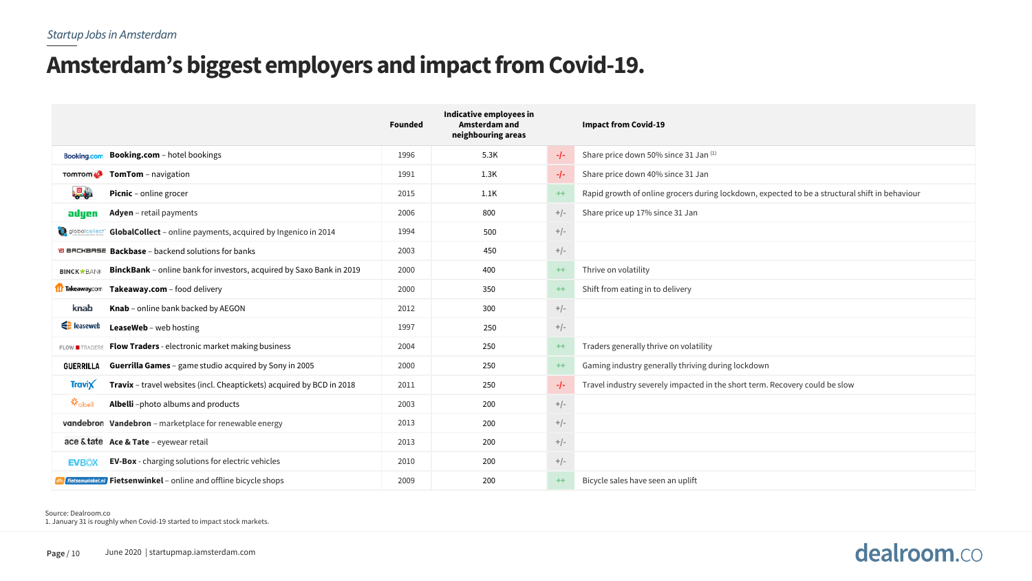*Startup Jobs in Amsterdam*

# Amsterdam's biggest employers and impact from Covid-19.

| | Founded | Indicative employees in Amsterdam and neighbouring areas | | Impact from Covid-19 |
|---|---|---|---|---|
| **Booking.com** – hotel bookings | 1996 | 5.3K | -/- | Share price down 50% since 31 Jan [1] |
| **TomTom** – navigation | 1991 | 1.3K | -/- | Share price down 40% since 31 Jan |
| **Picnic** – online grocer | 2015 | 1.1K | ++ | Rapid growth of online grocers during lockdown, expected to be a structural shift in behaviour |
| **Adyen** – retail payments | 2006 | 800 | +/- | Share price up 17% since 31 Jan |
| **GlobalCollect** – online payments, acquired by Ingenico in 2014 | 1994 | 500 | +/- | |
| **Backbase** – backend solutions for banks | 2003 | 450 | +/- | |
| **BinckBank** – online bank for investors, acquired by Saxo Bank in 2019 | 2000 | 400 | ++ | Thrive on volatility |
| **Takeaway.com** – food delivery | 2000 | 350 | ++ | Shift from eating in to delivery |
| **Knab** – online bank backed by AEGON | 2012 | 300 | +/- | |
| **LeaseWeb** – web hosting | 1997 | 250 | +/- | |
| **Flow Traders** - electronic market making business | 2004 | 250 | ++ | Traders generally thrive on volatility |
| **Guerrilla Games** – game studio acquired by Sony in 2005 | 2000 | 250 | ++ | Gaming industry generally thriving during lockdown |
| **Travix** – travel websites (incl. Cheaptickets) acquired by BCD in 2018 | 2011 | 250 | -/- | Travel industry severely impacted in the short term. Recovery could be slow |
| **Albelli** –photo albums and products | 2003 | 200 | +/- | |
| **Vandebron** – marketplace for renewable energy | 2013 | 200 | +/- | |
| **Ace & Tate** – eyewear retail | 2013 | 200 | +/- | |
| **EV-Box** - charging solutions for electric vehicles | 2010 | 200 | +/- | |
| **Fietsenwinkel** – online and offline bicycle shops | 2009 | 200 | ++ | Bicycle sales have seen an uplift |

Source: Dealroom.co
1. January 31 is roughly when Covid-19 started to impact stock markets.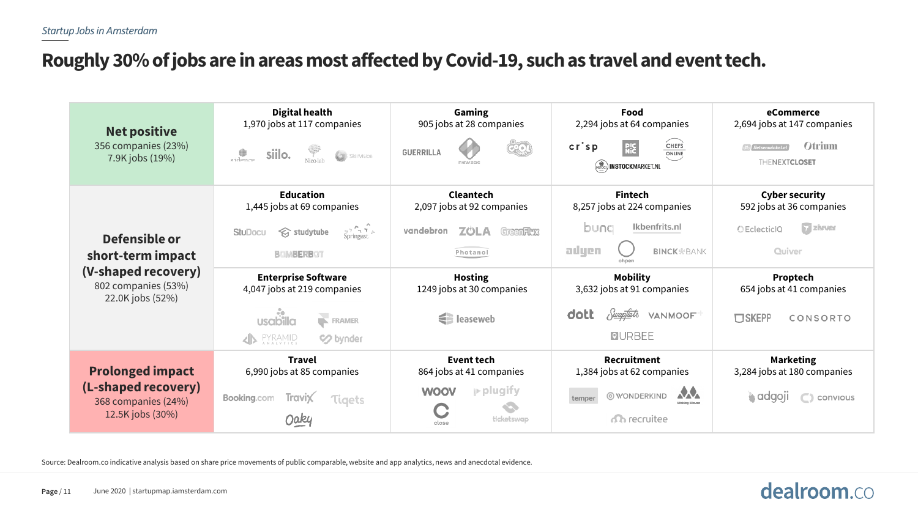*Startup Jobs in Amsterdam*

# Roughly 30% of jobs are in areas most affected by Covid-19, such as travel and event tech.

| | | | | |
|---|---|---|---|---|
| **Net positive**<br>356 companies (23%)<br>7.9K jobs (19%) | **Digital health**<br>1,970 jobs at 117 companies<br>aidence, siilo., Nico-lab, SkinVision | **Gaming**<br>905 jobs at 28 companies<br>GUERRILLA, newzoo, Cool Games | **Food**<br>2,294 jobs at 64 companies<br>crisp, Picnic, Chefs Online, INSTOCKMARKET.NL | **eCommerce**<br>2,694 jobs at 147 companies<br>fietsenwinkel.nl, Otrium, THENEXTCLOSET |
| **Defensible or short-term impact (V-shaped recovery)**<br>802 companies (53%)<br>22.0K jobs (52%) | **Education**<br>1,445 jobs at 69 companies<br>StuDocu, studytube, Springest, BOMBERBOT | **Cleantech**<br>2,097 jobs at 92 companies<br>vandebron, ZOLA, GreenFlux, Photanol | **Fintech**<br>8,257 jobs at 224 companies<br>bunq, Ikbenfrits.nl, adyen, ohpen, BINCK BANK | **Cyber security**<br>592 jobs at 36 companies<br>EclecticIQ, zivver, Quiver |
| | **Enterprise Software**<br>4,047 jobs at 219 companies<br>usabilla, FRAMER, PYRAMID ANALYTICS, bynder | **Hosting**<br>1249 jobs at 30 companies<br>leaseweb | **Mobility**<br>3,632 jobs at 91 companies<br>dott, Swapfiets, VANMOOF, URBEE | **Proptech**<br>654 jobs at 41 companies<br>SKEPP, CONSORTO |
| **Prolonged impact (L-shaped recovery)**<br>368 companies (24%)<br>12.5K jobs (30%) | **Travel**<br>6,990 jobs at 85 companies<br>Booking.com, Travix, Tiqets, Ooky | **Event tech**<br>864 jobs at 41 companies<br>WOOV, plugify, close, ticketswap | **Recruitment**<br>1,384 jobs at 62 companies<br>temper, WONDERKIND, Making Moves, recruitee | **Marketing**<br>3,284 jobs at 180 companies<br>adgoji, convious |

Source: Dealroom.co indicative analysis based on share price movements of public comparable, website and app analytics, news and anecdotal evidence.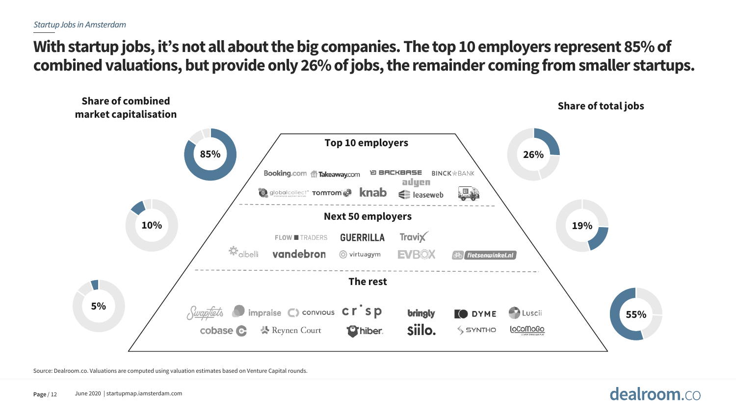*Startup Jobs in Amsterdam*

# With startup jobs, it's not all about the big companies. The top 10 employers represent 85% of combined valuations, but provide only 26% of jobs, the remainder coming from smaller startups.

| | Share of combined market capitalisation | Share of total jobs |
|---|---|---|
| **Top 10 employers** | 85% | 26% |
| **Next 50 employers** | 10% | 19% |
| **The rest** | 5% | 55% |

**Top 10 employers**

Booking.com, Takeaway.com, BACKBASE, BINCK BANK, adyen, globalcollect, TOMTOM, knab, leaseweb

**Next 50 employers**

FLOW TRADERS, GUERRILLA, Travix, albelli, vandebron, virtuagym, EVBOX, fietsenwinkel.nl

**The rest**

Swapfiets, impraise, convious, crisp, bringly, DYME, Luscii, cobase, Reynen Court, hiber, siilo., SYNTHO, LoCoMoGo

Source: Dealroom.co. Valuations are computed using valuation estimates based on Venture Capital rounds.

June 2020 | startupmap.iamsterdam.com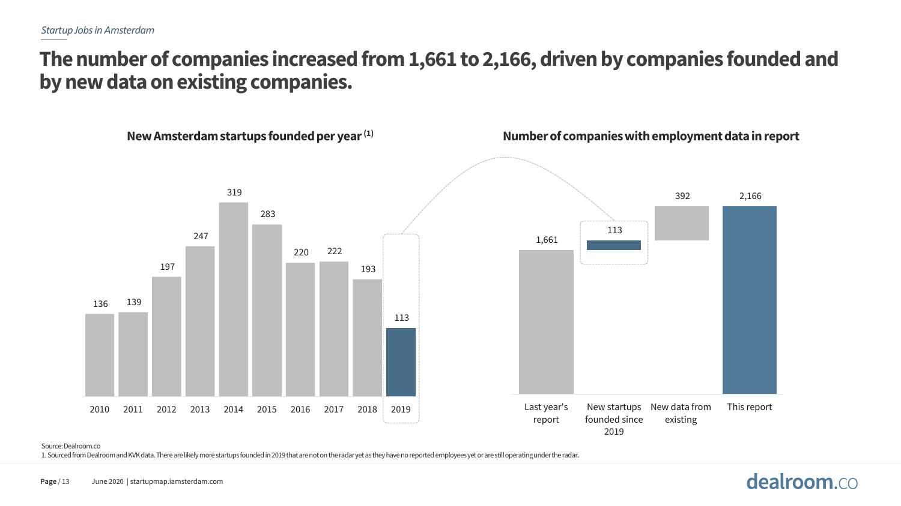*Startup Jobs in Amsterdam*

# The number of companies increased from 1,661 to 2,166, driven by companies founded and by new data on existing companies.

### New Amsterdam startups founded per year (1)

| Year | Startups founded |
|---|---|
| 2010 | 136 |
| 2011 | 139 |
| 2012 | 197 |
| 2013 | 247 |
| 2014 | 319 |
| 2015 | 283 |
| 2016 | 220 |
| 2017 | 222 |
| 2018 | 193 |
| 2019 | 113 |

### Number of companies with employment data in report

| Category | Number |
|---|---|
| Last year's report | 1,661 |
| New startups founded since 2019 | 113 |
| New data from existing | 392 |
| This report | 2,166 |

Source: Dealroom.co

1. Sourced from Dealroom and KVK data. There are likely more startups founded in 2019 that are not on the radar yet as they have no reported employees yet or are still operating under the radar.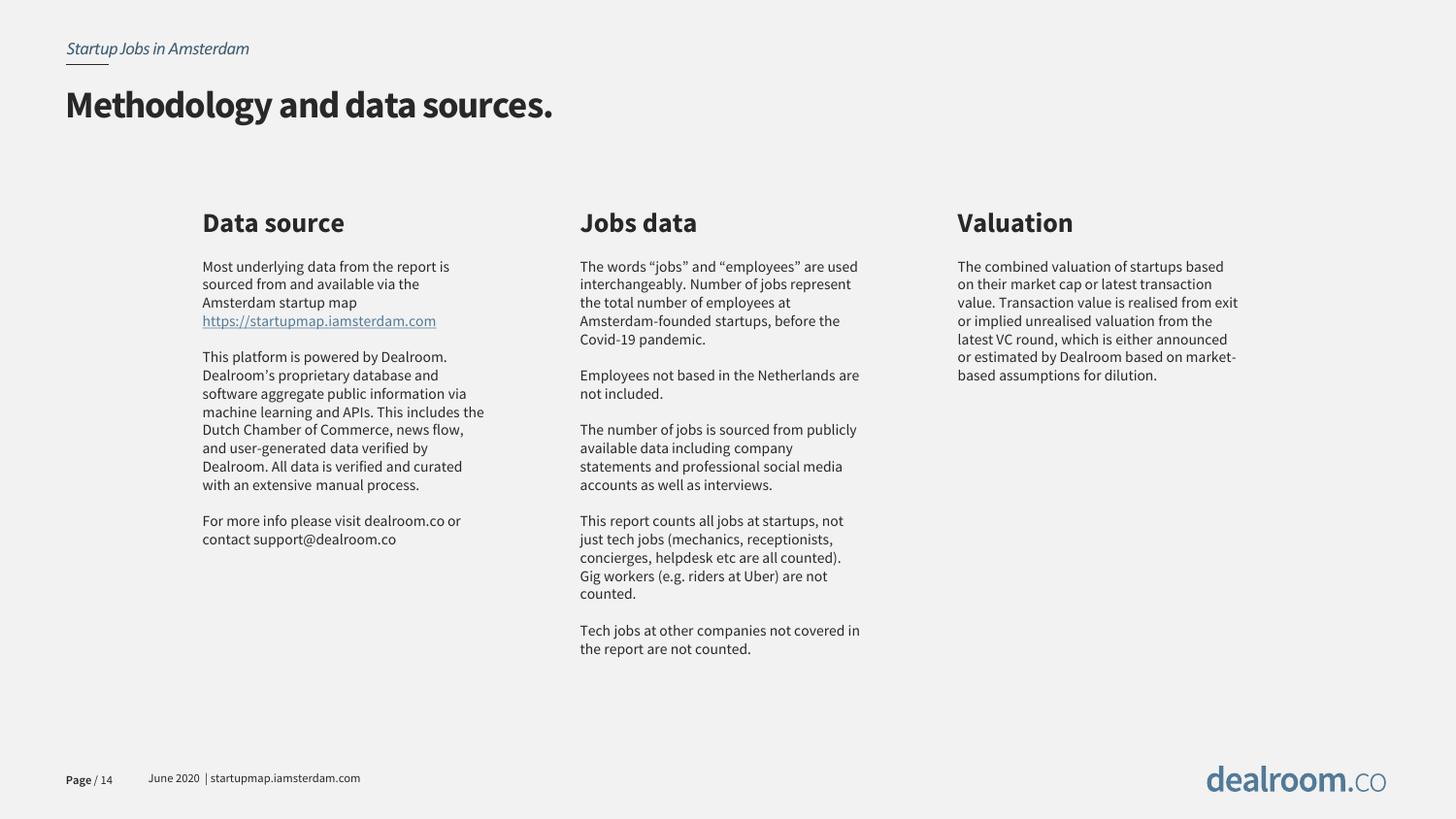# Methodology and data sources.

## Data source

Most underlying data from the report is sourced from and available via the Amsterdam startup map https://startupmap.iamsterdam.com

This platform is powered by Dealroom. Dealroom's proprietary database and software aggregate public information via machine learning and APIs. This includes the Dutch Chamber of Commerce, news flow, and user-generated data verified by Dealroom. All data is verified and curated with an extensive manual process.

For more info please visit dealroom.co or contact support@dealroom.co

## Jobs data

The words "jobs" and "employees" are used interchangeably. Number of jobs represent the total number of employees at Amsterdam-founded startups, before the Covid-19 pandemic.

Employees not based in the Netherlands are not included.

The number of jobs is sourced from publicly available data including company statements and professional social media accounts as well as interviews.

This report counts all jobs at startups, not just tech jobs (mechanics, receptionists, concierges, helpdesk etc are all counted). Gig workers (e.g. riders at Uber) are not counted.

Tech jobs at other companies not covered in the report are not counted.

## Valuation

The combined valuation of startups based on their market cap or latest transaction value. Transaction value is realised from exit or implied unrealised valuation from the latest VC round, which is either announced or estimated by Dealroom based on market-based assumptions for dilution.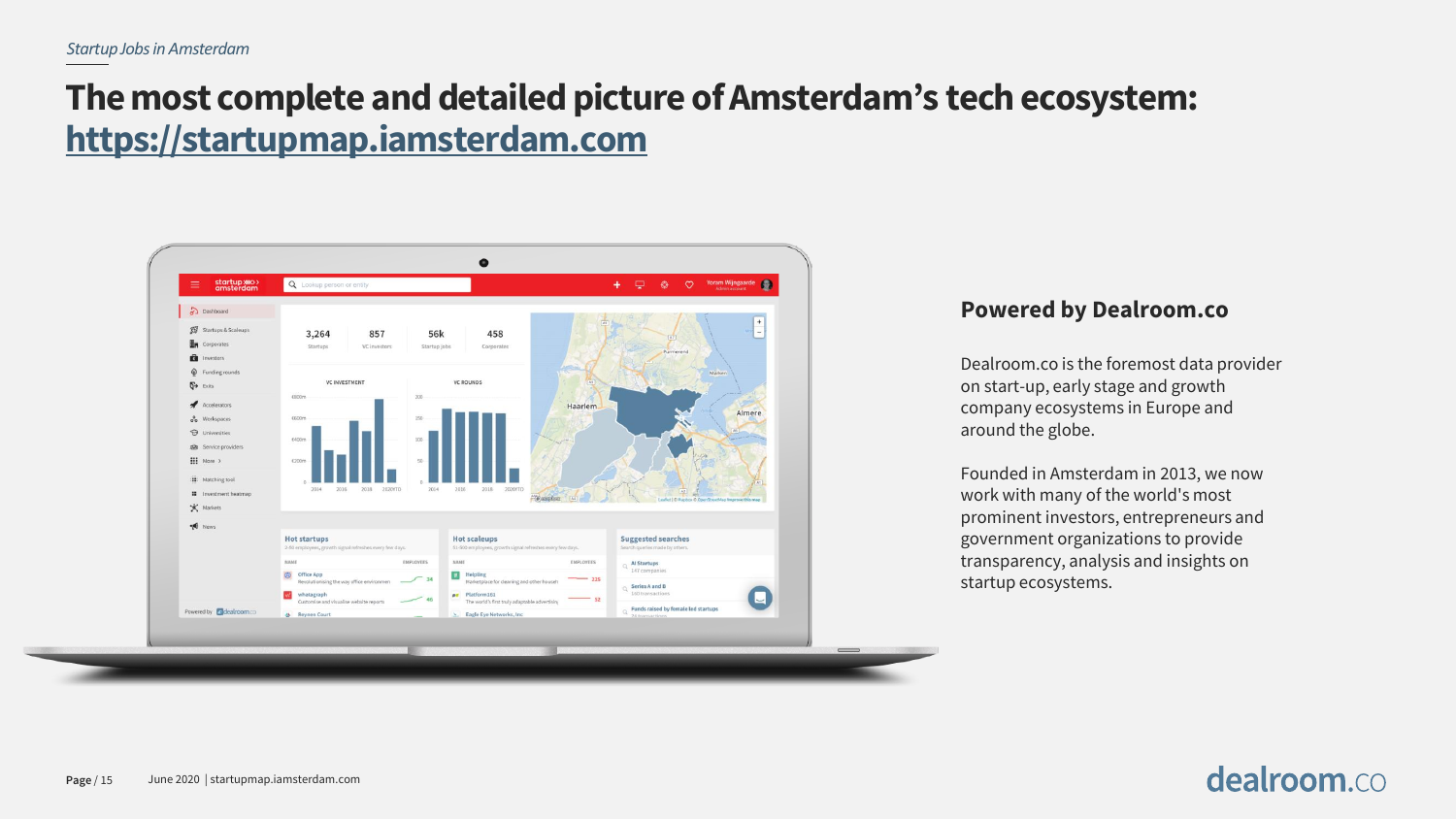# The most complete and detailed picture of Amsterdam's tech ecosystem: https://startupmap.iamsterdam.com

## Powered by Dealroom.co

Dealroom.co is the foremost data provider on start-up, early stage and growth company ecosystems in Europe and around the globe.

Founded in Amsterdam in 2013, we now work with many of the world's most prominent investors, entrepreneurs and government organizations to provide transparency, analysis and insights on startup ecosystems.